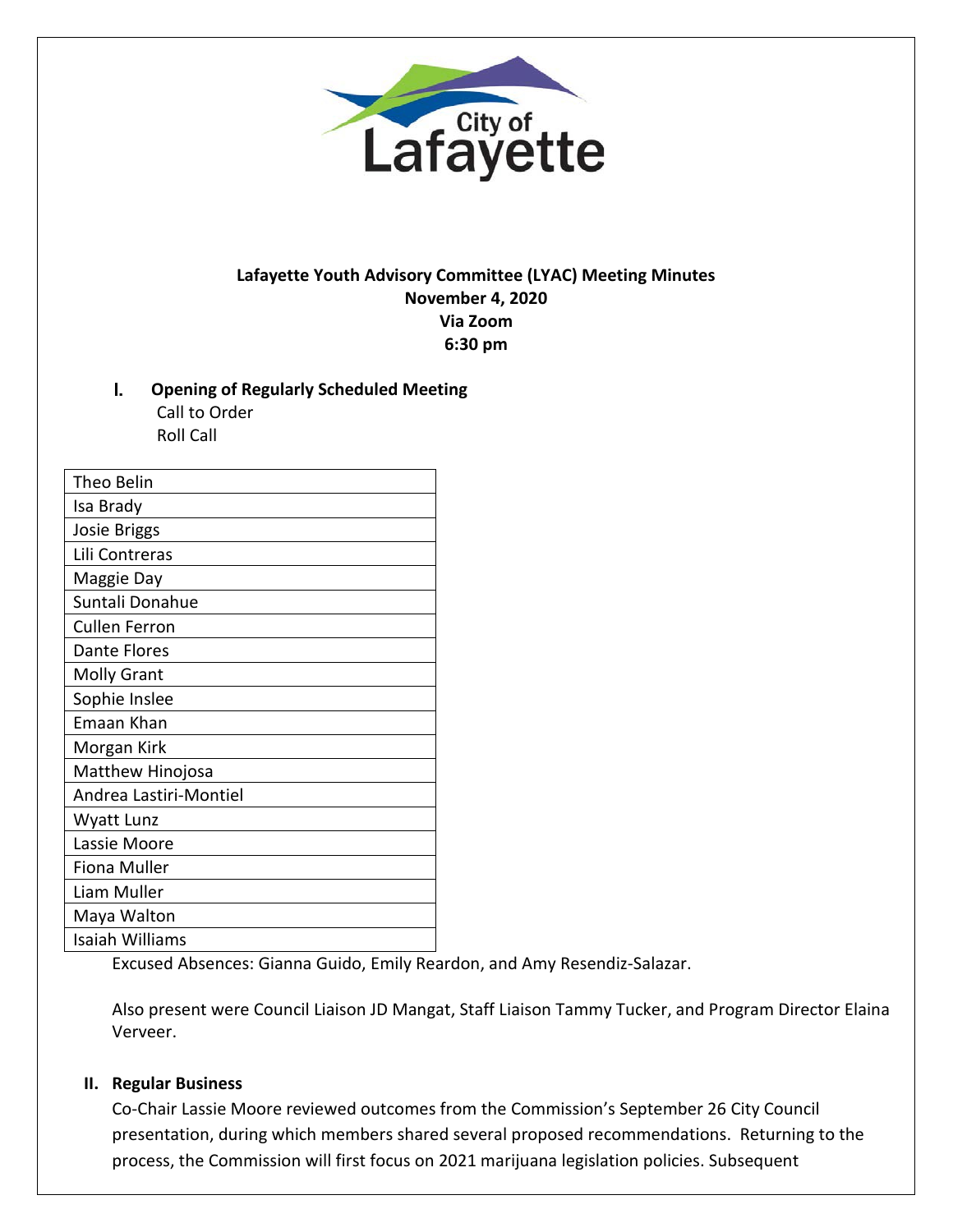**Lafayette Youth Advisory Committee (LYAC) Meeting Minutes**
**November 4, 2020**
**Via Zoom**
**6:30 pm**

## I. Opening of Regularly Scheduled Meeting

Call to Order
Roll Call

| |
|---|
| Theo Belin |
| Isa Brady |
| Josie Briggs |
| Lili Contreras |
| Maggie Day |
| Suntali Donahue |
| Cullen Ferron |
| Dante Flores |
| Molly Grant |
| Sophie Inslee |
| Emaan Khan |
| Morgan Kirk |
| Matthew Hinojosa |
| Andrea Lastiri-Montiel |
| Wyatt Lunz |
| Lassie Moore |
| Fiona Muller |
| Liam Muller |
| Maya Walton |
| Isaiah Williams |

Excused Absences: Gianna Guido, Emily Reardon, and Amy Resendiz-Salazar.

Also present were Council Liaison JD Mangat, Staff Liaison Tammy Tucker, and Program Director Elaina Verveer.

## II. Regular Business

Co-Chair Lassie Moore reviewed outcomes from the Commission's September 26 City Council presentation, during which members shared several proposed recommendations. Returning to the process, the Commission will first focus on 2021 marijuana legislation policies. Subsequent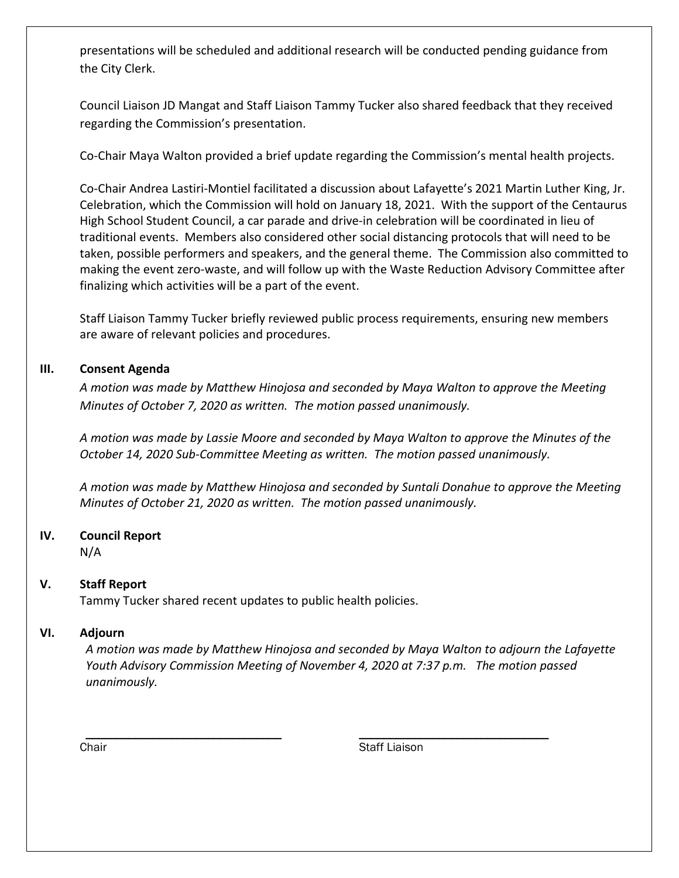presentations will be scheduled and additional research will be conducted pending guidance from the City Clerk.

Council Liaison JD Mangat and Staff Liaison Tammy Tucker also shared feedback that they received regarding the Commission's presentation.

Co-Chair Maya Walton provided a brief update regarding the Commission's mental health projects.

Co-Chair Andrea Lastiri-Montiel facilitated a discussion about Lafayette's 2021 Martin Luther King, Jr. Celebration, which the Commission will hold on January 18, 2021. With the support of the Centaurus High School Student Council, a car parade and drive-in celebration will be coordinated in lieu of traditional events. Members also considered other social distancing protocols that will need to be taken, possible performers and speakers, and the general theme. The Commission also committed to making the event zero-waste, and will follow up with the Waste Reduction Advisory Committee after finalizing which activities will be a part of the event.

Staff Liaison Tammy Tucker briefly reviewed public process requirements, ensuring new members are aware of relevant policies and procedures.

## III. Consent Agenda

*A motion was made by Matthew Hinojosa and seconded by Maya Walton to approve the Meeting Minutes of October 7, 2020 as written. The motion passed unanimously.*

*A motion was made by Lassie Moore and seconded by Maya Walton to approve the Minutes of the October 14, 2020 Sub-Committee Meeting as written. The motion passed unanimously.*

*A motion was made by Matthew Hinojosa and seconded by Suntali Donahue to approve the Meeting Minutes of October 21, 2020 as written. The motion passed unanimously.*

## IV. Council Report

N/A

## V. Staff Report

Tammy Tucker shared recent updates to public health policies.

## VI. Adjourn

*A motion was made by Matthew Hinojosa and seconded by Maya Walton to adjourn the Lafayette Youth Advisory Commission Meeting of November 4, 2020 at 7:37 p.m. The motion passed unanimously.*

\_\_\_\_\_\_\_\_\_\_\_\_\_\_\_\_\_\_\_\_\_\_\_\_\_\_\_\_\_\_
Chair

\_\_\_\_\_\_\_\_\_\_\_\_\_\_\_\_\_\_\_\_\_\_\_\_\_\_\_\_\_\_
Staff Liaison